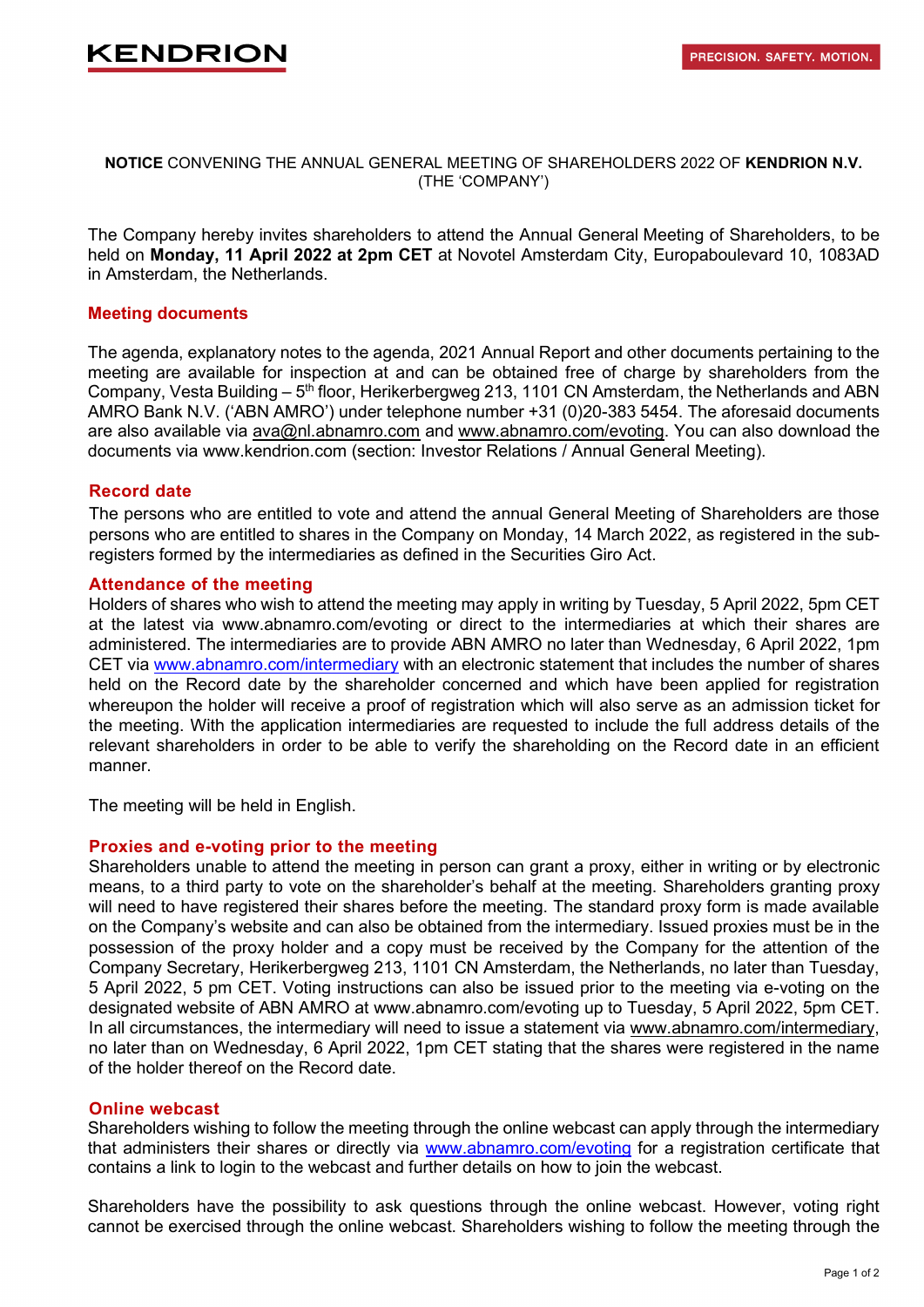KENDRION

PRECISION. SAFETY. MOTION.

**NOTICE** CONVENING THE ANNUAL GENERAL MEETING OF SHAREHOLDERS 2022 OF **KENDRION N.V.** (THE 'COMPANY')

The Company hereby invites shareholders to attend the Annual General Meeting of Shareholders, to be held on **Monday, 11 April 2022 at 2pm CET** at Novotel Amsterdam City, Europaboulevard 10, 1083AD in Amsterdam, the Netherlands.

## Meeting documents

The agenda, explanatory notes to the agenda, 2021 Annual Report and other documents pertaining to the meeting are available for inspection at and can be obtained free of charge by shareholders from the Company, Vesta Building – 5th floor, Herikerbergweg 213, 1101 CN Amsterdam, the Netherlands and ABN AMRO Bank N.V. ('ABN AMRO') under telephone number +31 (0)20-383 5454. The aforesaid documents are also available via ava@nl.abnamro.com and www.abnamro.com/evoting. You can also download the documents via www.kendrion.com (section: Investor Relations / Annual General Meeting).

## Record date

The persons who are entitled to vote and attend the annual General Meeting of Shareholders are those persons who are entitled to shares in the Company on Monday, 14 March 2022, as registered in the sub-registers formed by the intermediaries as defined in the Securities Giro Act.

## Attendance of the meeting

Holders of shares who wish to attend the meeting may apply in writing by Tuesday, 5 April 2022, 5pm CET at the latest via www.abnamro.com/evoting or direct to the intermediaries at which their shares are administered. The intermediaries are to provide ABN AMRO no later than Wednesday, 6 April 2022, 1pm CET via www.abnamro.com/intermediary with an electronic statement that includes the number of shares held on the Record date by the shareholder concerned and which have been applied for registration whereupon the holder will receive a proof of registration which will also serve as an admission ticket for the meeting. With the application intermediaries are requested to include the full address details of the relevant shareholders in order to be able to verify the shareholding on the Record date in an efficient manner.

The meeting will be held in English.

## Proxies and e-voting prior to the meeting

Shareholders unable to attend the meeting in person can grant a proxy, either in writing or by electronic means, to a third party to vote on the shareholder's behalf at the meeting. Shareholders granting proxy will need to have registered their shares before the meeting. The standard proxy form is made available on the Company's website and can also be obtained from the intermediary. Issued proxies must be in the possession of the proxy holder and a copy must be received by the Company for the attention of the Company Secretary, Herikerbergweg 213, 1101 CN Amsterdam, the Netherlands, no later than Tuesday, 5 April 2022, 5 pm CET. Voting instructions can also be issued prior to the meeting via e-voting on the designated website of ABN AMRO at www.abnamro.com/evoting up to Tuesday, 5 April 2022, 5pm CET. In all circumstances, the intermediary will need to issue a statement via www.abnamro.com/intermediary, no later than on Wednesday, 6 April 2022, 1pm CET stating that the shares were registered in the name of the holder thereof on the Record date.

## Online webcast

Shareholders wishing to follow the meeting through the online webcast can apply through the intermediary that administers their shares or directly via www.abnamro.com/evoting for a registration certificate that contains a link to login to the webcast and further details on how to join the webcast.

Shareholders have the possibility to ask questions through the online webcast. However, voting right cannot be exercised through the online webcast. Shareholders wishing to follow the meeting through the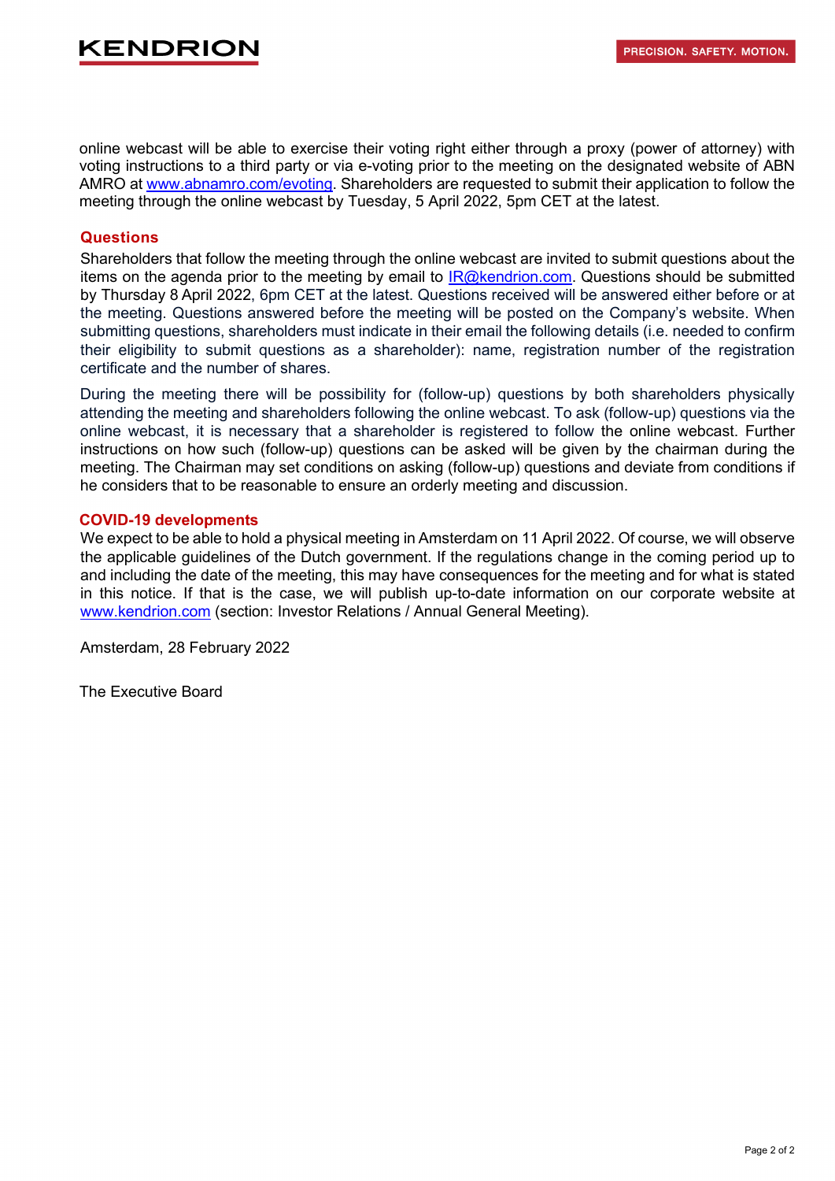online webcast will be able to exercise their voting right either through a proxy (power of attorney) with voting instructions to a third party or via e-voting prior to the meeting on the designated website of ABN AMRO at www.abnamro.com/evoting. Shareholders are requested to submit their application to follow the meeting through the online webcast by Tuesday, 5 April 2022, 5pm CET at the latest.

## Questions

Shareholders that follow the meeting through the online webcast are invited to submit questions about the items on the agenda prior to the meeting by email to IR@kendrion.com. Questions should be submitted by Thursday 8 April 2022, 6pm CET at the latest. Questions received will be answered either before or at the meeting. Questions answered before the meeting will be posted on the Company's website. When submitting questions, shareholders must indicate in their email the following details (i.e. needed to confirm their eligibility to submit questions as a shareholder): name, registration number of the registration certificate and the number of shares.

During the meeting there will be possibility for (follow-up) questions by both shareholders physically attending the meeting and shareholders following the online webcast. To ask (follow-up) questions via the online webcast, it is necessary that a shareholder is registered to follow the online webcast. Further instructions on how such (follow-up) questions can be asked will be given by the chairman during the meeting. The Chairman may set conditions on asking (follow-up) questions and deviate from conditions if he considers that to be reasonable to ensure an orderly meeting and discussion.

## COVID-19 developments

We expect to be able to hold a physical meeting in Amsterdam on 11 April 2022. Of course, we will observe the applicable guidelines of the Dutch government. If the regulations change in the coming period up to and including the date of the meeting, this may have consequences for the meeting and for what is stated in this notice. If that is the case, we will publish up-to-date information on our corporate website at www.kendrion.com (section: Investor Relations / Annual General Meeting).

Amsterdam, 28 February 2022

The Executive Board